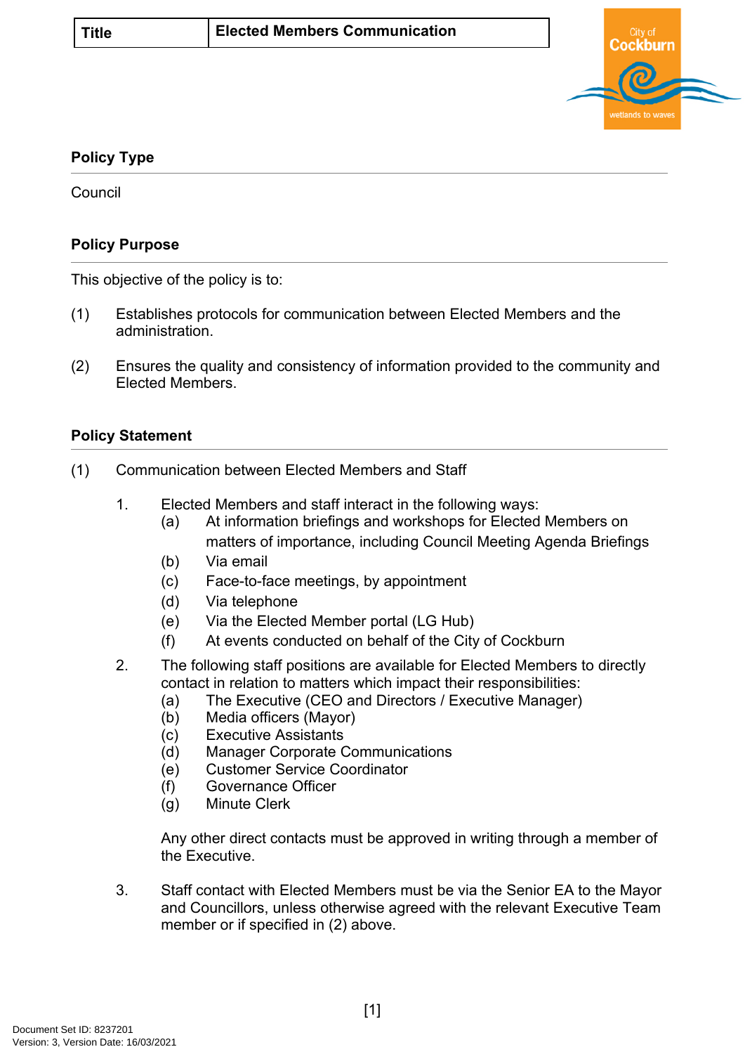| Title | Elected Members Communication |
|---|---|

## Policy Type

Council

## Policy Purpose

This objective of the policy is to:

(1) Establishes protocols for communication between Elected Members and the administration.

(2) Ensures the quality and consistency of information provided to the community and Elected Members.

## Policy Statement

(1) Communication between Elected Members and Staff

1. Elected Members and staff interact in the following ways:
   (a) At information briefings and workshops for Elected Members on matters of importance, including Council Meeting Agenda Briefings
   (b) Via email
   (c) Face-to-face meetings, by appointment
   (d) Via telephone
   (e) Via the Elected Member portal (LG Hub)
   (f) At events conducted on behalf of the City of Cockburn

2. The following staff positions are available for Elected Members to directly contact in relation to matters which impact their responsibilities:
   (a) The Executive (CEO and Directors / Executive Manager)
   (b) Media officers (Mayor)
   (c) Executive Assistants
   (d) Manager Corporate Communications
   (e) Customer Service Coordinator
   (f) Governance Officer
   (g) Minute Clerk

   Any other direct contacts must be approved in writing through a member of the Executive.

3. Staff contact with Elected Members must be via the Senior EA to the Mayor and Councillors, unless otherwise agreed with the relevant Executive Team member or if specified in (2) above.

Document Set ID: 8237201
Version: 3, Version Date: 16/03/2021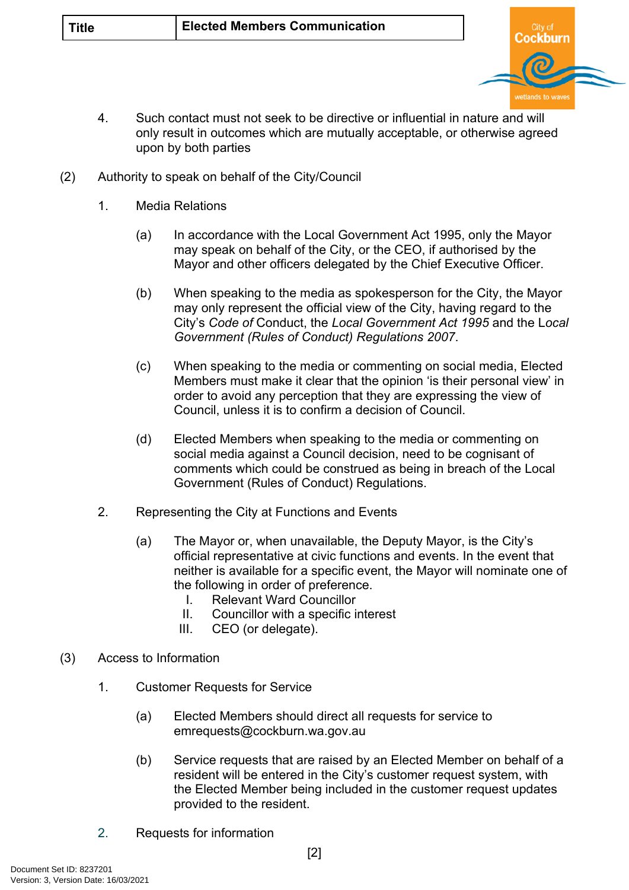4. Such contact must not seek to be directive or influential in nature and will only result in outcomes which are mutually acceptable, or otherwise agreed upon by both parties

(2) Authority to speak on behalf of the City/Council

1. Media Relations

   (a) In accordance with the Local Government Act 1995, only the Mayor may speak on behalf of the City, or the CEO, if authorised by the Mayor and other officers delegated by the Chief Executive Officer.

   (b) When speaking to the media as spokesperson for the City, the Mayor may only represent the official view of the City, having regard to the City's *Code of* Conduct, the *Local Government Act 1995* and the L*ocal Government (Rules of Conduct) Regulations 2007*.

   (c) When speaking to the media or commenting on social media, Elected Members must make it clear that the opinion 'is their personal view' in order to avoid any perception that they are expressing the view of Council, unless it is to confirm a decision of Council.

   (d) Elected Members when speaking to the media or commenting on social media against a Council decision, need to be cognisant of comments which could be construed as being in breach of the Local Government (Rules of Conduct) Regulations.

2. Representing the City at Functions and Events

   (a) The Mayor or, when unavailable, the Deputy Mayor, is the City's official representative at civic functions and events. In the event that neither is available for a specific event, the Mayor will nominate one of the following in order of preference.
      I. Relevant Ward Councillor
      II. Councillor with a specific interest
      III. CEO (or delegate).

(3) Access to Information

1. Customer Requests for Service

   (a) Elected Members should direct all requests for service to emrequests@cockburn.wa.gov.au

   (b) Service requests that are raised by an Elected Member on behalf of a resident will be entered in the City's customer request system, with the Elected Member being included in the customer request updates provided to the resident.

2. Requests for information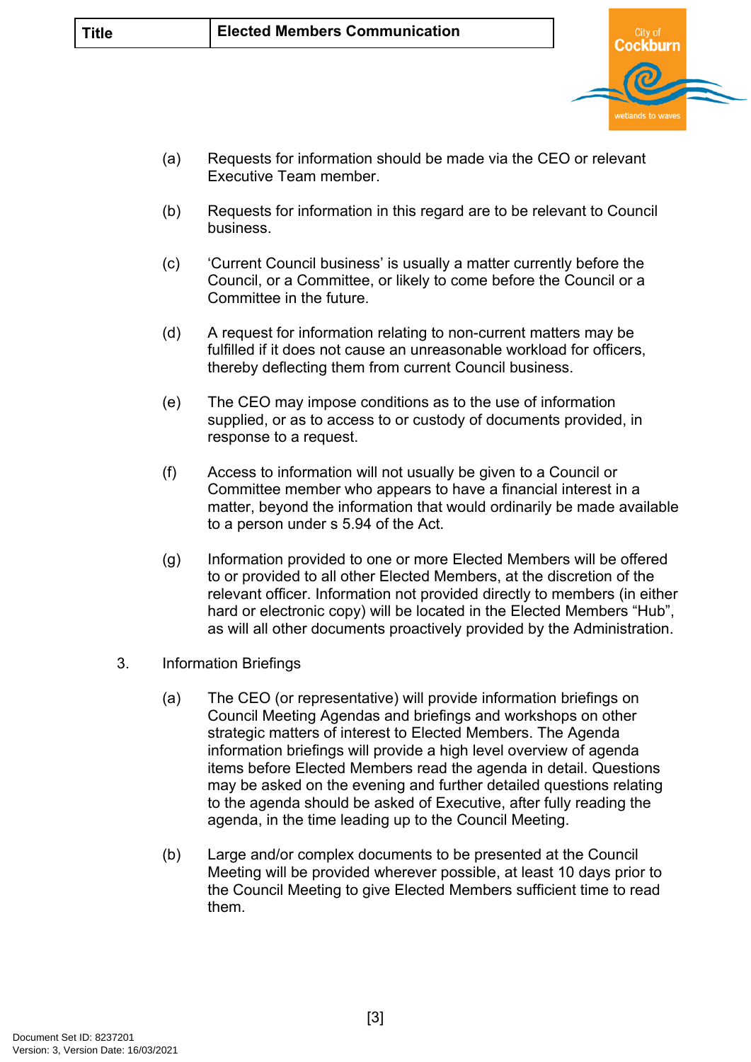(a) Requests for information should be made via the CEO or relevant Executive Team member.

(b) Requests for information in this regard are to be relevant to Council business.

(c) 'Current Council business' is usually a matter currently before the Council, or a Committee, or likely to come before the Council or a Committee in the future.

(d) A request for information relating to non-current matters may be fulfilled if it does not cause an unreasonable workload for officers, thereby deflecting them from current Council business.

(e) The CEO may impose conditions as to the use of information supplied, or as to access to or custody of documents provided, in response to a request.

(f) Access to information will not usually be given to a Council or Committee member who appears to have a financial interest in a matter, beyond the information that would ordinarily be made available to a person under s 5.94 of the Act.

(g) Information provided to one or more Elected Members will be offered to or provided to all other Elected Members, at the discretion of the relevant officer. Information not provided directly to members (in either hard or electronic copy) will be located in the Elected Members "Hub", as will all other documents proactively provided by the Administration.

3. Information Briefings

(a) The CEO (or representative) will provide information briefings on Council Meeting Agendas and briefings and workshops on other strategic matters of interest to Elected Members. The Agenda information briefings will provide a high level overview of agenda items before Elected Members read the agenda in detail. Questions may be asked on the evening and further detailed questions relating to the agenda should be asked of Executive, after fully reading the agenda, in the time leading up to the Council Meeting.

(b) Large and/or complex documents to be presented at the Council Meeting will be provided wherever possible, at least 10 days prior to the Council Meeting to give Elected Members sufficient time to read them.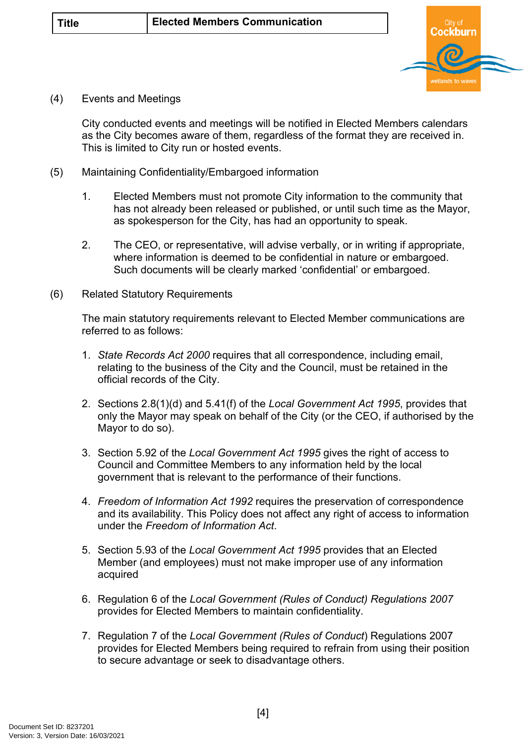(4) Events and Meetings

City conducted events and meetings will be notified in Elected Members calendars as the City becomes aware of them, regardless of the format they are received in. This is limited to City run or hosted events.

(5) Maintaining Confidentiality/Embargoed information

1. Elected Members must not promote City information to the community that has not already been released or published, or until such time as the Mayor, as spokesperson for the City, has had an opportunity to speak.

2. The CEO, or representative, will advise verbally, or in writing if appropriate, where information is deemed to be confidential in nature or embargoed. Such documents will be clearly marked 'confidential' or embargoed.

(6) Related Statutory Requirements

The main statutory requirements relevant to Elected Member communications are referred to as follows:

1. *State Records Act 2000* requires that all correspondence, including email, relating to the business of the City and the Council, must be retained in the official records of the City.

2. Sections 2.8(1)(d) and 5.41(f) of the *Local Government Act 1995*, provides that only the Mayor may speak on behalf of the City (or the CEO, if authorised by the Mayor to do so).

3. Section 5.92 of the *Local Government Act 1995* gives the right of access to Council and Committee Members to any information held by the local government that is relevant to the performance of their functions.

4. *Freedom of Information Act 1992* requires the preservation of correspondence and its availability. This Policy does not affect any right of access to information under the *Freedom of Information Act*.

5. Section 5.93 of the *Local Government Act 1995* provides that an Elected Member (and employees) must not make improper use of any information acquired

6. Regulation 6 of the *Local Government (Rules of Conduct) Regulations 2007* provides for Elected Members to maintain confidentiality.

7. Regulation 7 of the *Local Government (Rules of Conduct*) Regulations 2007 provides for Elected Members being required to refrain from using their position to secure advantage or seek to disadvantage others.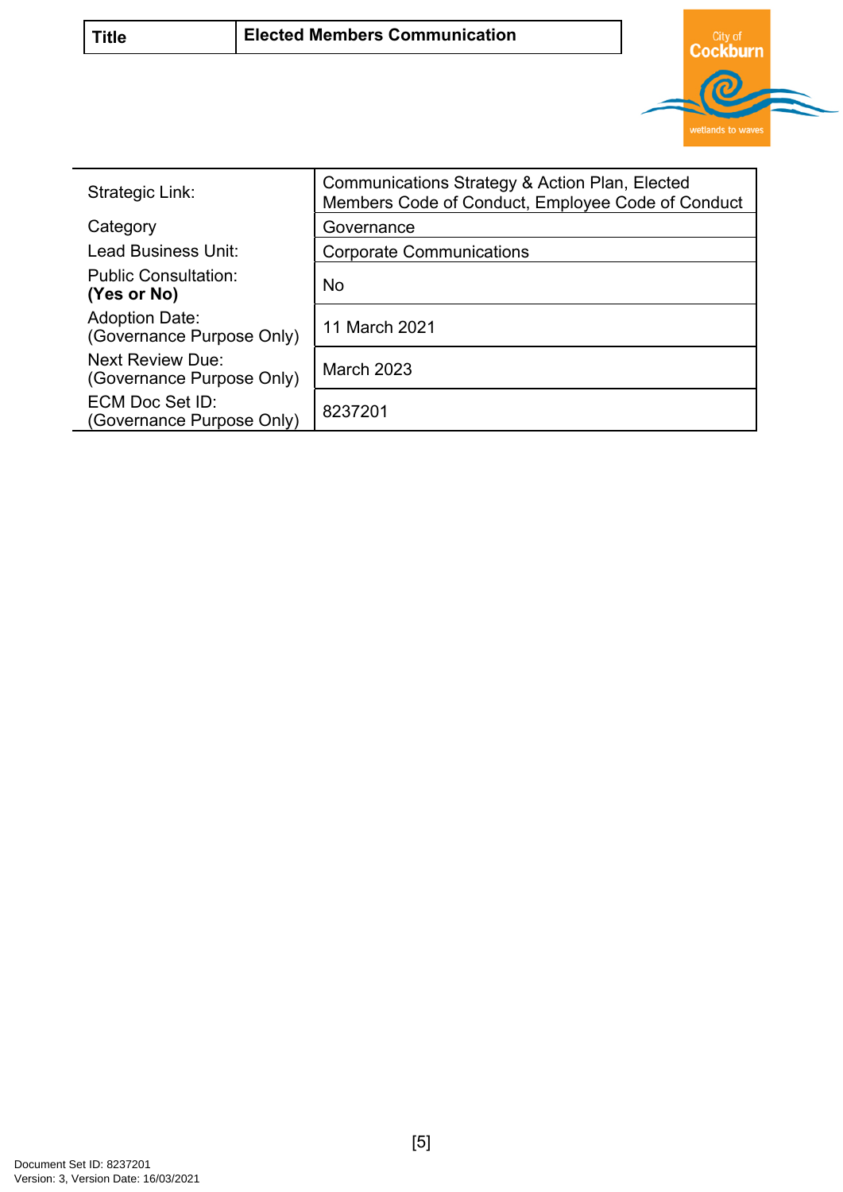| Title | Elected Members Communication |
|---|---|

| | |
|---|---|
| Strategic Link: | Communications Strategy & Action Plan, Elected Members Code of Conduct, Employee Code of Conduct |
| Category | Governance |
| Lead Business Unit: | Corporate Communications |
| Public Consultation: **(Yes or No)** | No |
| Adoption Date: (Governance Purpose Only) | 11 March 2021 |
| Next Review Due: (Governance Purpose Only) | March 2023 |
| ECM Doc Set ID: (Governance Purpose Only) | 8237201 |